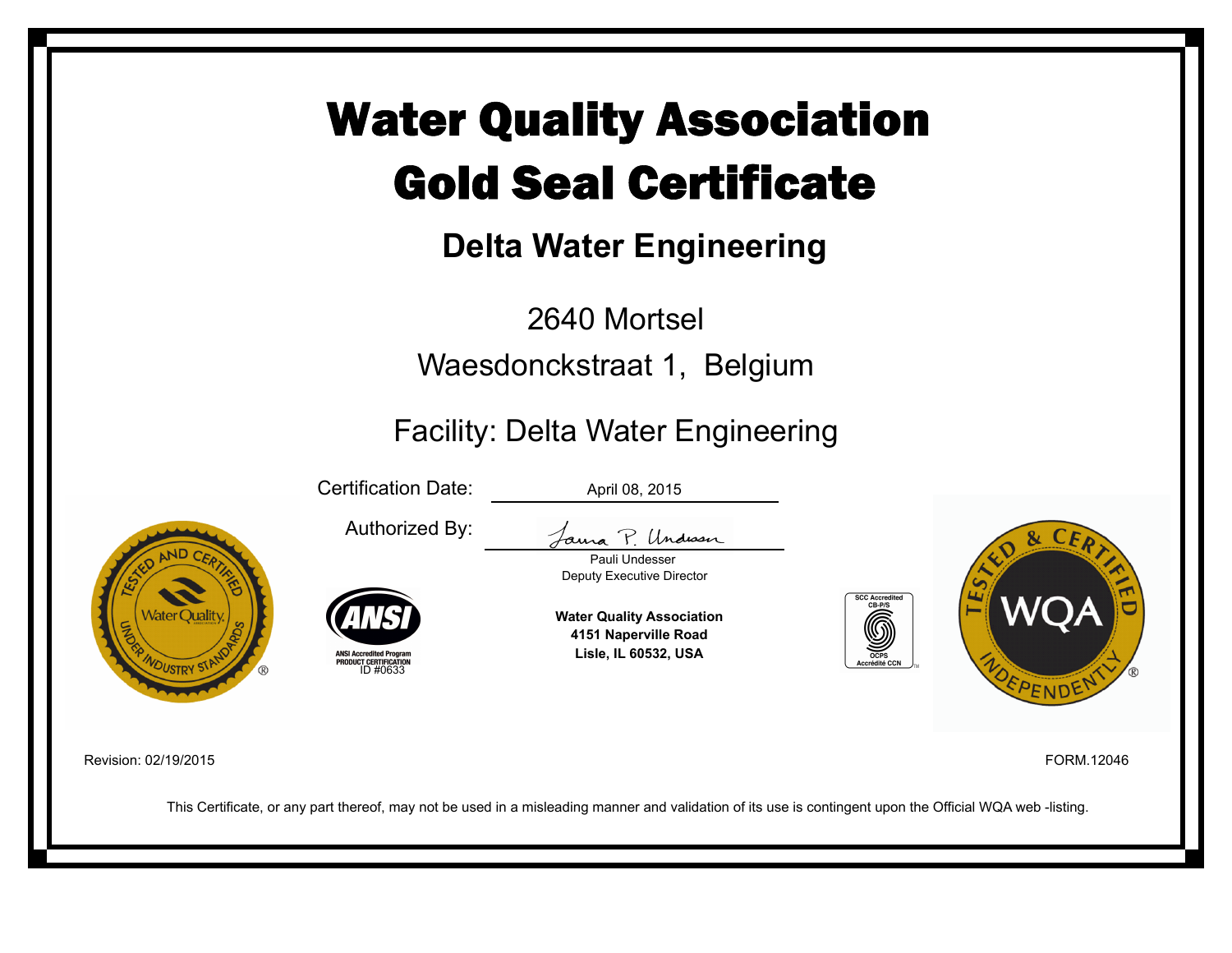# Water Quality Association
# Gold Seal Certificate

## Delta Water Engineering

2640 Mortsel

Waesdonckstraat 1, Belgium

Facility: Delta Water Engineering

Certification Date: April 08, 2015

Authorized By:

Pauli Undesser
Deputy Executive Director

ANSI Accredited Program
PRODUCT CERTIFICATION
ID #0633

**Water Quality Association**
**4151 Naperville Road**
**Lisle, IL 60532, USA**

SCC Accredited CB-P/S
OCPS Accrédité CCN

Revision: 02/19/2015

FORM.12046

This Certificate, or any part thereof, may not be used in a misleading manner and validation of its use is contingent upon the Official WQA web -listing.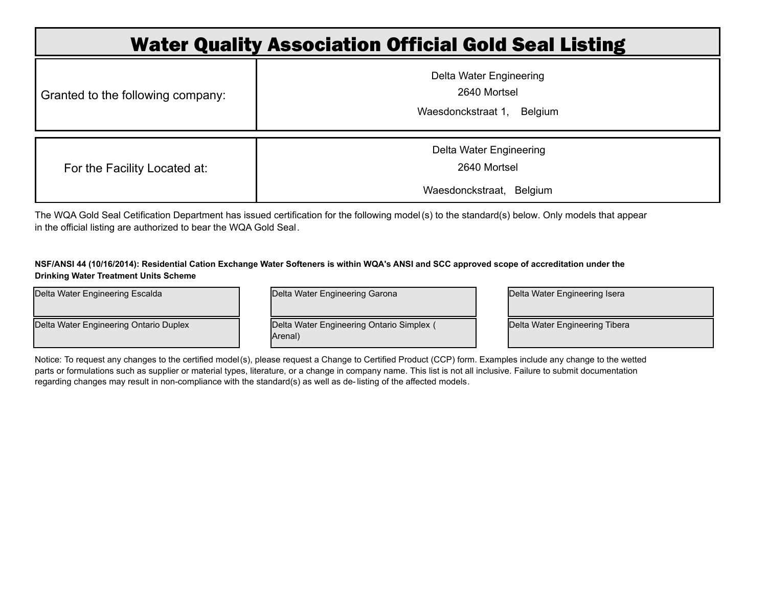# Water Quality Association Official Gold Seal Listing

| | |
|---|---|
| Granted to the following company: | Delta Water Engineering<br>2640 Mortsel<br>Waesdonckstraat 1, Belgium |

| | |
|---|---|
| For the Facility Located at: | Delta Water Engineering<br>2640 Mortsel<br>Waesdonckstraat, Belgium |

The WQA Gold Seal Cetification Department has issued certification for the following model(s) to the standard(s) below. Only models that appear in the official listing are authorized to bear the WQA Gold Seal.

**NSF/ANSI 44 (10/16/2014): Residential Cation Exchange Water Softeners is within WQA's ANSI and SCC approved scope of accreditation under the Drinking Water Treatment Units Scheme**

| | | |
|---|---|---|
| Delta Water Engineering Escalda | Delta Water Engineering Garona | Delta Water Engineering Isera |
| Delta Water Engineering Ontario Duplex | Delta Water Engineering Ontario Simplex ( Arenal) | Delta Water Engineering Tibera |

Notice: To request any changes to the certified model(s), please request a Change to Certified Product (CCP) form. Examples include any change to the wetted parts or formulations such as supplier or material types, literature, or a change in company name. This list is not all inclusive. Failure to submit documentation regarding changes may result in non-compliance with the standard(s) as well as de-listing of the affected models.